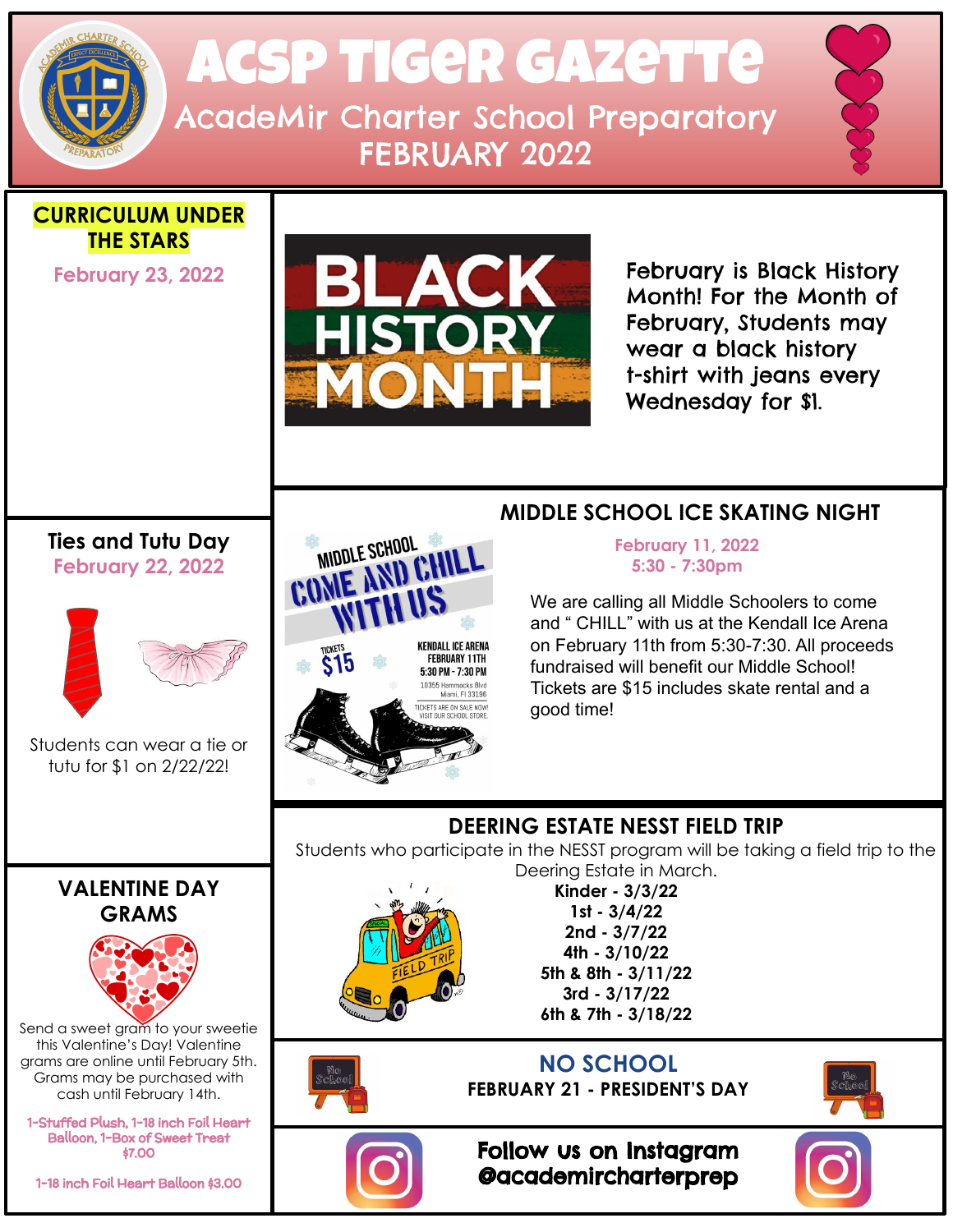# ACSP TIGER GAZETTE

## AcadeMir Charter School Preparatory

## FEBRUARY 2022

### CURRICULUM UNDER THE STARS

February 23, 2022

### BLACK HISTORY MONTH

February is Black History Month! For the Month of February, Students may wear a black history t-shirt with jeans every Wednesday for $1.

### Ties and Tutu Day

February 22, 2022

Students can wear a tie or tutu for $1 on 2/22/22!

### MIDDLE SCHOOL ICE SKATING NIGHT

February 11, 2022
5:30 - 7:30pm

MIDDLE SCHOOL COME AND CHILL WITH US

TICKETS $15

KENDALL ICE ARENA
FEBRUARY 11TH
5:30 PM - 7:30 PM
10355 Hammocks Blvd
Miami, Fl 33196

TICKETS ARE ON SALE NOW! VISIT OUR SCHOOL STORE.

We are calling all Middle Schoolers to come and " CHILL" with us at the Kendall Ice Arena on February 11th from 5:30-7:30. All proceeds fundraised will benefit our Middle School! Tickets are $15 includes skate rental and a good time!

### VALENTINE DAY GRAMS

Send a sweet gram to your sweetie this Valentine's Day! Valentine grams are online until February 5th. Grams may be purchased with cash until February 14th.

1-Stuffed Plush, 1-18 inch Foil Heart Balloon, 1-Box of Sweet Treat
$7.00

1-18 inch Foil Heart Balloon $3.00

### DEERING ESTATE NESST FIELD TRIP

Students who participate in the NESST program will be taking a field trip to the Deering Estate in March.

**Kinder - 3/3/22**
**1st - 3/4/22**
**2nd - 3/7/22**
**4th - 3/10/22**
**5th & 8th - 3/11/22**
**3rd - 3/17/22**
**6th & 7th - 3/18/22**

### NO SCHOOL

**FEBRUARY 21 - PRESIDENT'S DAY**

**Follow us on Instagram @academircharterprep**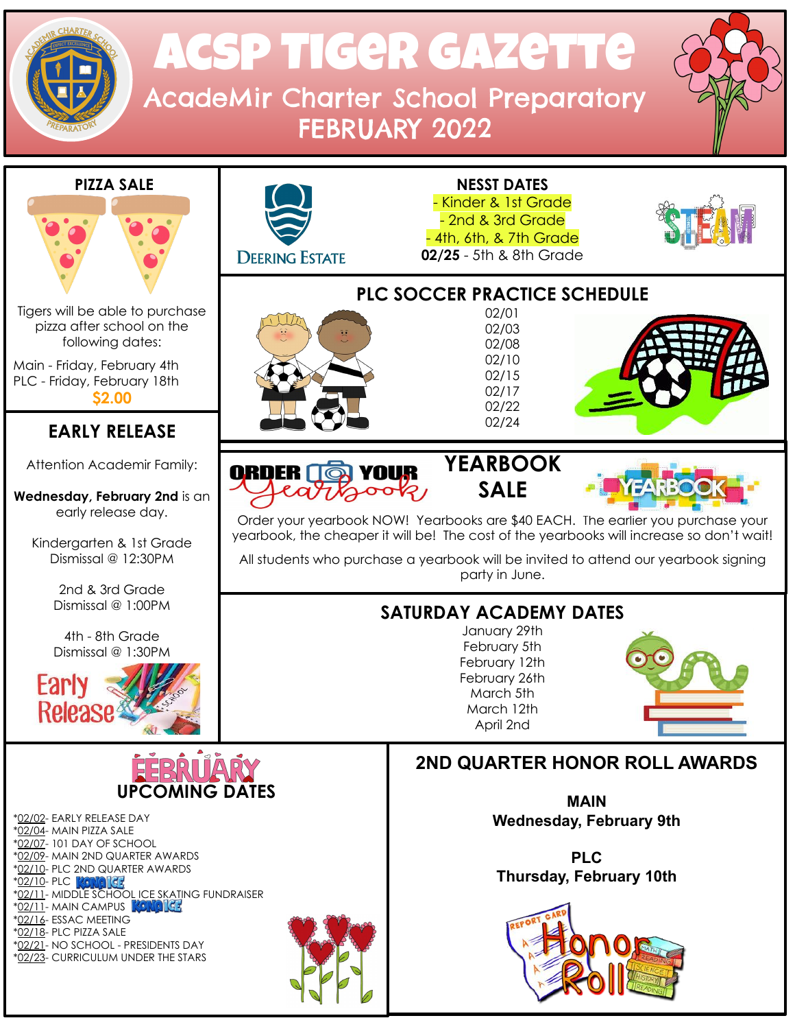# ACSP TIGER GAZETTE

## AcadeMir Charter School Preparatory

## FEBRUARY 2022

### PIZZA SALE

Tigers will be able to purchase pizza after school on the following dates:

Main - Friday, February 4th
PLC - Friday, February 18th
**$2.00**

### NESST DATES

- Kinder & 1st Grade
- 2nd & 3rd Grade
- 4th, 6th, & 7th Grade

**02/25** - 5th & 8th Grade

DEERING ESTATE

STEAM

### PLC SOCCER PRACTICE SCHEDULE

02/01
02/03
02/08
02/10
02/15
02/17
02/22
02/24

### EARLY RELEASE

Attention Academir Family:

**Wednesday, February 2nd** is an early release day.

Kindergarten & 1st Grade
Dismissal @ 12:30PM

2nd & 3rd Grade
Dismissal @ 1:00PM

4th - 8th Grade
Dismissal @ 1:30PM

Early Release

### YEARBOOK SALE

ORDER YOUR Yearbook

YEARBOOK

Order your yearbook NOW! Yearbooks are $40 EACH. The earlier you purchase your yearbook, the cheaper it will be! The cost of the yearbooks will increase so don't wait!

All students who purchase a yearbook will be invited to attend our yearbook signing party in June.

### SATURDAY ACADEMY DATES

January 29th
February 5th
February 12th
February 26th
March 5th
March 12th
April 2nd

### FEBRUARY UPCOMING DATES

*02/02- EARLY RELEASE DAY
*02/04- MAIN PIZZA SALE
*02/07- 101 DAY OF SCHOOL
*02/09- MAIN 2ND QUARTER AWARDS
*02/10- PLC 2ND QUARTER AWARDS
*02/10- PLC KONA ICE
*02/11- MIDDLE SCHOOL ICE SKATING FUNDRAISER
*02/11- MAIN CAMPUS KONA ICE
*02/16- ESSAC MEETING
*02/18- PLC PIZZA SALE
*02/21- NO SCHOOL - PRESIDENTS DAY
*02/23- CURRICULUM UNDER THE STARS

### 2ND QUARTER HONOR ROLL AWARDS

**MAIN**
**Wednesday, February 9th**

**PLC**
**Thursday, February 10th**